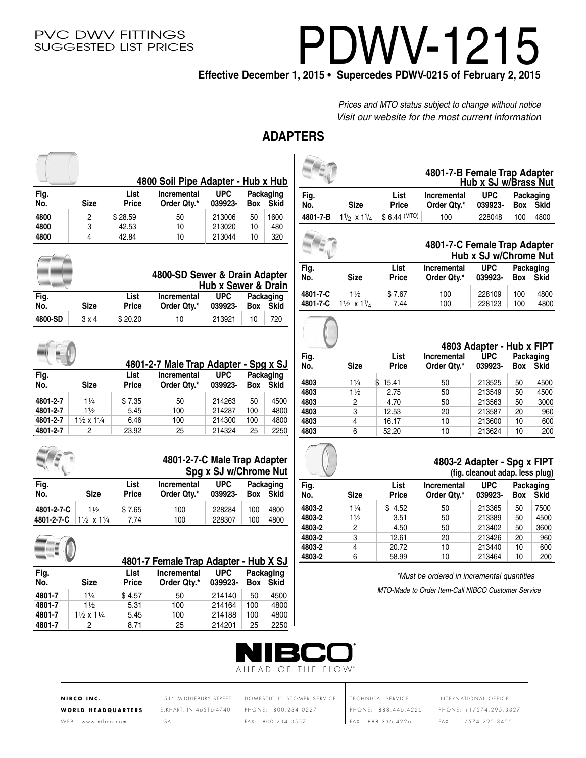PVC DWV FITTINGS
SUGGESTED LIST PRICES

# PDWV-1215

**Effective December 1, 2015 • Supercedes PDWV-0215 of February 2, 2015**

*Prices and MTO status subject to change without notice*
*Visit our website for the most current information*

## ADAPTERS

### 4800 Soil Pipe Adapter - Hub x Hub

| Fig. No. | Size | List Price | Incremental Order Qty.* | UPC 039923- | Packaging Box | Packaging Skid |
|---|---|---|---|---|---|---|
| 4800 | 2 | $ 28.59 | 50 | 213006 | 50 | 1600 |
| 4800 | 3 | 42.53 | 10 | 213020 | 10 | 480 |
| 4800 | 4 | 42.84 | 10 | 213044 | 10 | 320 |

### 4800-SD Sewer & Drain Adapter Hub x Sewer & Drain

| Fig. No. | Size | List Price | Incremental Order Qty.* | UPC 039923- | Packaging Box | Packaging Skid |
|---|---|---|---|---|---|---|
| 4800-SD | 3 x 4 | $ 20.20 | 10 | 213921 | 10 | 720 |

### 4801-2-7 Male Trap Adapter - Spg x SJ

| Fig. No. | Size | List Price | Incremental Order Qty.* | UPC 039923- | Packaging Box | Packaging Skid |
|---|---|---|---|---|---|---|
| 4801-2-7 | 1¼ | $ 7.35 | 50 | 214263 | 50 | 4500 |
| 4801-2-7 | 1½ | 5.45 | 100 | 214287 | 100 | 4800 |
| 4801-2-7 | 1½ x 1¼ | 6.46 | 100 | 214300 | 100 | 4800 |
| 4801-2-7 | 2 | 23.92 | 25 | 214324 | 25 | 2250 |

### 4801-2-7-C Male Trap Adapter Spg x SJ w/Chrome Nut

| Fig. No. | Size | List Price | Incremental Order Qty.* | UPC 039923- | Packaging Box | Packaging Skid |
|---|---|---|---|---|---|---|
| 4801-2-7-C | 1½ | $ 7.65 | 100 | 228284 | 100 | 4800 |
| 4801-2-7-C | 1½ x 1¼ | 7.74 | 100 | 228307 | 100 | 4800 |

### 4801-7 Female Trap Adapter - Hub X SJ

| Fig. No. | Size | List Price | Incremental Order Qty.* | UPC 039923- | Packaging Box | Packaging Skid |
|---|---|---|---|---|---|---|
| 4801-7 | 1¼ | $ 4.57 | 50 | 214140 | 50 | 4500 |
| 4801-7 | 1½ | 5.31 | 100 | 214164 | 100 | 4800 |
| 4801-7 | 1½ x 1¼ | 5.45 | 100 | 214188 | 100 | 4800 |
| 4801-7 | 2 | 8.71 | 25 | 214201 | 25 | 2250 |

### 4801-7-B Female Trap Adapter Hub x SJ w/Brass Nut

| Fig. No. | Size | List Price | Incremental Order Qty.* | UPC 039923- | Packaging Box | Packaging Skid |
|---|---|---|---|---|---|---|
| 4801-7-B | 1½ x 1¼ | $ 6.44 (MTO) | 100 | 228048 | 100 | 4800 |

### 4801-7-C Female Trap Adapter Hub x SJ w/Chrome Nut

| Fig. No. | Size | List Price | Incremental Order Qty.* | UPC 039923- | Packaging Box | Packaging Skid |
|---|---|---|---|---|---|---|
| 4801-7-C | 1½ | $ 7.67 | 100 | 228109 | 100 | 4800 |
| 4801-7-C | 1½ x 1¼ | 7.44 | 100 | 228123 | 100 | 4800 |

### 4803 Adapter - Hub x FIPT

| Fig. No. | Size | List Price | Incremental Order Qty.* | UPC 039923- | Packaging Box | Packaging Skid |
|---|---|---|---|---|---|---|
| 4803 | 1¼ | $ 15.41 | 50 | 213525 | 50 | 4500 |
| 4803 | 1½ | 2.75 | 50 | 213549 | 50 | 4500 |
| 4803 | 2 | 4.70 | 50 | 213563 | 50 | 3000 |
| 4803 | 3 | 12.53 | 20 | 213587 | 20 | 960 |
| 4803 | 4 | 16.17 | 10 | 213600 | 10 | 600 |
| 4803 | 6 | 52.20 | 10 | 213624 | 10 | 200 |

### 4803-2 Adapter - Spg x FIPT
(fig. cleanout adap. less plug)

| Fig. No. | Size | List Price | Incremental Order Qty.* | UPC 039923- | Packaging Box | Packaging Skid |
|---|---|---|---|---|---|---|
| 4803-2 | 1¼ | $ 4.52 | 50 | 213365 | 50 | 7500 |
| 4803-2 | 1½ | 3.51 | 50 | 213389 | 50 | 4500 |
| 4803-2 | 2 | 4.50 | 50 | 213402 | 50 | 3600 |
| 4803-2 | 3 | 12.61 | 20 | 213426 | 20 | 960 |
| 4803-2 | 4 | 20.72 | 10 | 213440 | 10 | 600 |
| 4803-2 | 6 | 58.99 | 10 | 213464 | 10 | 200 |

*\*Must be ordered in incremental quantities*

*MTO-Made to Order Item-Call NIBCO Customer Service*

NIBCO
AHEAD OF THE FLOW®

**NIBCO INC.**
**WORLD HEADQUARTERS**
WEB: www.nibco.com

1516 MIDDLEBURY STREET
ELKHART, IN 46516-4740
USA

DOMESTIC CUSTOMER SERVICE
PHONE: 800.234.0227
FAX: 800.234.0557

TECHNICAL SERVICE
PHONE: 888.446.4226
FAX: 888.336.4226

INTERNATIONAL OFFICE
PHONE: +1/574.295.3327
FAX: +1/574.295.3455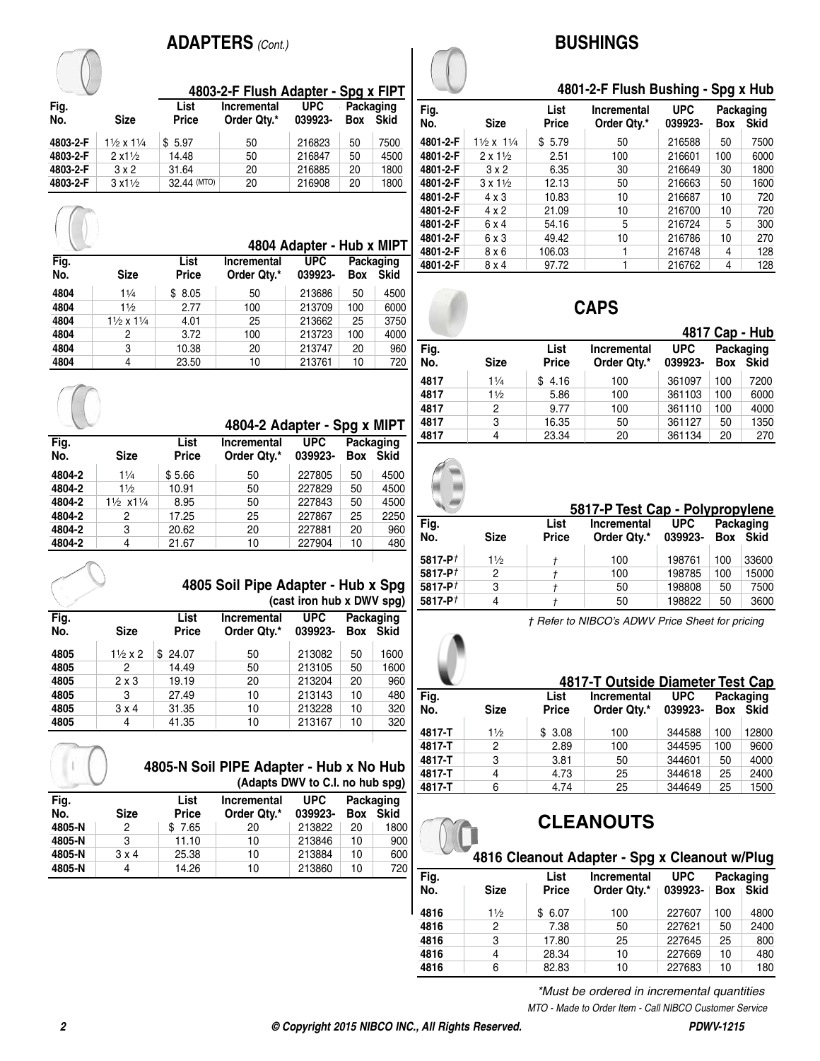## ADAPTERS *(Cont.)*

### 4803-2-F Flush Adapter - Spg x FIPT

| Fig. No. | Size | List Price | Incremental Order Qty.* | UPC 039923- | Packaging Box | Packaging Skid |
|---|---|---|---|---|---|---|
| 4803-2-F | 1½ x 1¼ | $ 5.97 | 50 | 216823 | 50 | 7500 |
| 4803-2-F | 2 x1½ | 14.48 | 50 | 216847 | 50 | 4500 |
| 4803-2-F | 3 x 2 | 31.64 | 20 | 216885 | 20 | 1800 |
| 4803-2-F | 3 x1½ | 32.44 (MTO) | 20 | 216908 | 20 | 1800 |

### 4804 Adapter - Hub x MIPT

| Fig. No. | Size | List Price | Incremental Order Qty.* | UPC 039923- | Packaging Box | Packaging Skid |
|---|---|---|---|---|---|---|
| 4804 | 1¼ | $ 8.05 | 50 | 213686 | 50 | 4500 |
| 4804 | 1½ | 2.77 | 100 | 213709 | 100 | 6000 |
| 4804 | 1½ x 1¼ | 4.01 | 25 | 213662 | 25 | 3750 |
| 4804 | 2 | 3.72 | 100 | 213723 | 100 | 4000 |
| 4804 | 3 | 10.38 | 20 | 213747 | 20 | 960 |
| 4804 | 4 | 23.50 | 10 | 213761 | 10 | 720 |

### 4804-2 Adapter - Spg x MIPT

| Fig. No. | Size | List Price | Incremental Order Qty.* | UPC 039923- | Packaging Box | Packaging Skid |
|---|---|---|---|---|---|---|
| 4804-2 | 1¼ | $ 5.66 | 50 | 227805 | 50 | 4500 |
| 4804-2 | 1½ | 10.91 | 50 | 227829 | 50 | 4500 |
| 4804-2 | 1½ x1¼ | 8.95 | 50 | 227843 | 50 | 4500 |
| 4804-2 | 2 | 17.25 | 25 | 227867 | 25 | 2250 |
| 4804-2 | 3 | 20.62 | 20 | 227881 | 20 | 960 |
| 4804-2 | 4 | 21.67 | 10 | 227904 | 10 | 480 |

### 4805 Soil Pipe Adapter - Hub x Spg
(cast iron hub x DWV spg)

| Fig. No. | Size | List Price | Incremental Order Qty.* | UPC 039923- | Packaging Box | Packaging Skid |
|---|---|---|---|---|---|---|
| 4805 | 1½ x 2 | $ 24.07 | 50 | 213082 | 50 | 1600 |
| 4805 | 2 | 14.49 | 50 | 213105 | 50 | 1600 |
| 4805 | 2 x 3 | 19.19 | 20 | 213204 | 20 | 960 |
| 4805 | 3 | 27.49 | 10 | 213143 | 10 | 480 |
| 4805 | 3 x 4 | 31.35 | 10 | 213228 | 10 | 320 |
| 4805 | 4 | 41.35 | 10 | 213167 | 10 | 320 |

### 4805-N Soil PIPE Adapter - Hub x No Hub
(Adapts DWV to C.I. no hub spg)

| Fig. No. | Size | List Price | Incremental Order Qty.* | UPC 039923- | Packaging Box | Packaging Skid |
|---|---|---|---|---|---|---|
| 4805-N | 2 | $ 7.65 | 20 | 213822 | 20 | 1800 |
| 4805-N | 3 | 11.10 | 10 | 213846 | 10 | 900 |
| 4805-N | 3 x 4 | 25.38 | 10 | 213884 | 10 | 600 |
| 4805-N | 4 | 14.26 | 10 | 213860 | 10 | 720 |

## BUSHINGS

### 4801-2-F Flush Bushing - Spg x Hub

| Fig. No. | Size | List Price | Incremental Order Qty.* | UPC 039923- | Packaging Box | Packaging Skid |
|---|---|---|---|---|---|---|
| 4801-2-F | 1½ x 1¼ | $ 5.79 | 50 | 216588 | 50 | 7500 |
| 4801-2-F | 2 x 1½ | 2.51 | 100 | 216601 | 100 | 6000 |
| 4801-2-F | 3 x 2 | 6.35 | 30 | 216649 | 30 | 1800 |
| 4801-2-F | 3 x 1½ | 12.13 | 50 | 216663 | 50 | 1600 |
| 4801-2-F | 4 x 3 | 10.83 | 10 | 216687 | 10 | 720 |
| 4801-2-F | 4 x 2 | 21.09 | 10 | 216700 | 10 | 720 |
| 4801-2-F | 6 x 4 | 54.16 | 5 | 216724 | 5 | 300 |
| 4801-2-F | 6 x 3 | 49.42 | 10 | 216786 | 10 | 270 |
| 4801-2-F | 8 x 6 | 106.03 | 1 | 216748 | 4 | 128 |
| 4801-2-F | 8 x 4 | 97.72 | 1 | 216762 | 4 | 128 |

## CAPS

### 4817 Cap - Hub

| Fig. No. | Size | List Price | Incremental Order Qty.* | UPC 039923- | Packaging Box | Packaging Skid |
|---|---|---|---|---|---|---|
| 4817 | 1¼ | $ 4.16 | 100 | 361097 | 100 | 7200 |
| 4817 | 1½ | 5.86 | 100 | 361103 | 100 | 6000 |
| 4817 | 2 | 9.77 | 100 | 361110 | 100 | 4000 |
| 4817 | 3 | 16.35 | 50 | 361127 | 50 | 1350 |
| 4817 | 4 | 23.34 | 20 | 361134 | 20 | 270 |

### 5817-P Test Cap - Polypropylene

| Fig. No. | Size | List Price | Incremental Order Qty.* | UPC 039923- | Packaging Box | Packaging Skid |
|---|---|---|---|---|---|---|
| 5817-P† | 1½ | † | 100 | 198761 | 100 | 33600 |
| 5817-P† | 2 | † | 100 | 198785 | 100 | 15000 |
| 5817-P† | 3 | † | 50 | 198808 | 50 | 7500 |
| 5817-P† | 4 | † | 50 | 198822 | 50 | 3600 |

*† Refer to NIBCO's ADWV Price Sheet for pricing*

### 4817-T Outside Diameter Test Cap

| Fig. No. | Size | List Price | Incremental Order Qty.* | UPC 039923- | Packaging Box | Packaging Skid |
|---|---|---|---|---|---|---|
| 4817-T | 1½ | $ 3.08 | 100 | 344588 | 100 | 12800 |
| 4817-T | 2 | 2.89 | 100 | 344595 | 100 | 9600 |
| 4817-T | 3 | 3.81 | 50 | 344601 | 50 | 4000 |
| 4817-T | 4 | 4.73 | 25 | 344618 | 25 | 2400 |
| 4817-T | 6 | 4.74 | 25 | 344649 | 25 | 1500 |

## CLEANOUTS

### 4816 Cleanout Adapter - Spg x Cleanout w/Plug

| Fig. No. | Size | List Price | Incremental Order Qty.* | UPC 039923- | Packaging Box | Packaging Skid |
|---|---|---|---|---|---|---|
| 4816 | 1½ | $ 6.07 | 100 | 227607 | 100 | 4800 |
| 4816 | 2 | 7.38 | 50 | 227621 | 50 | 2400 |
| 4816 | 3 | 17.80 | 25 | 227645 | 25 | 800 |
| 4816 | 4 | 28.34 | 10 | 227669 | 10 | 480 |
| 4816 | 6 | 82.83 | 10 | 227683 | 10 | 180 |

*\*Must be ordered in incremental quantities*

*MTO - Made to Order Item - Call NIBCO Customer Service*

**© Copyright 2015 NIBCO INC., All Rights Reserved.** **PDWV-1215**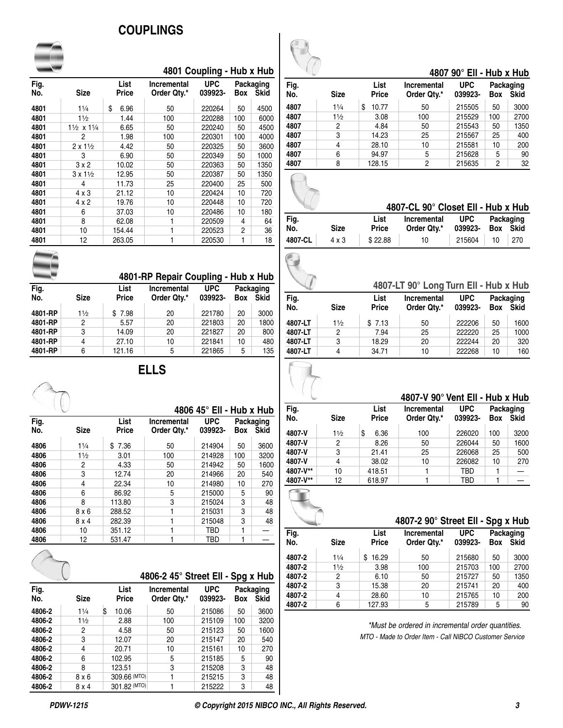# COUPLINGS

### 4801 Coupling - Hub x Hub

| Fig. No. | Size | List Price | Incremental Order Qty.* | UPC 039923- | Packaging Box | Packaging Skid |
|---|---|---|---|---|---|---|
| 4801 | 1¼ | $ 6.96 | 50 | 220264 | 50 | 4500 |
| 4801 | 1½ | 1.44 | 100 | 220288 | 100 | 6000 |
| 4801 | 1½ x 1¼ | 6.65 | 50 | 220240 | 50 | 4500 |
| 4801 | 2 | 1.98 | 100 | 220301 | 100 | 4000 |
| 4801 | 2 x 1½ | 4.42 | 50 | 220325 | 50 | 3600 |
| 4801 | 3 | 6.90 | 50 | 220349 | 50 | 1000 |
| 4801 | 3 x 2 | 10.02 | 50 | 220363 | 50 | 1350 |
| 4801 | 3 x 1½ | 12.95 | 50 | 220387 | 50 | 1350 |
| 4801 | 4 | 11.73 | 25 | 220400 | 25 | 500 |
| 4801 | 4 x 3 | 21.12 | 10 | 220424 | 10 | 720 |
| 4801 | 4 x 2 | 19.76 | 10 | 220448 | 10 | 720 |
| 4801 | 6 | 37.03 | 10 | 220486 | 10 | 180 |
| 4801 | 8 | 62.08 | 1 | 220509 | 4 | 64 |
| 4801 | 10 | 154.44 | 1 | 220523 | 2 | 36 |
| 4801 | 12 | 263.05 | 1 | 220530 | 1 | 18 |

### 4801-RP Repair Coupling - Hub x Hub

| Fig. No. | Size | List Price | Incremental Order Qty.* | UPC 039923- | Packaging Box | Packaging Skid |
|---|---|---|---|---|---|---|
| 4801-RP | 1½ | $ 7.98 | 20 | 221780 | 20 | 3000 |
| 4801-RP | 2 | 5.57 | 20 | 221803 | 20 | 1800 |
| 4801-RP | 3 | 14.09 | 20 | 221827 | 20 | 800 |
| 4801-RP | 4 | 27.10 | 10 | 221841 | 10 | 480 |
| 4801-RP | 6 | 121.16 | 5 | 221865 | 5 | 135 |

# ELLS

### 4806 45° Ell - Hub x Hub

| Fig. No. | Size | List Price | Incremental Order Qty.* | UPC 039923- | Packaging Box | Packaging Skid |
|---|---|---|---|---|---|---|
| 4806 | 1¼ | $ 7.36 | 50 | 214904 | 50 | 3600 |
| 4806 | 1½ | 3.01 | 100 | 214928 | 100 | 3200 |
| 4806 | 2 | 4.33 | 50 | 214942 | 50 | 1600 |
| 4806 | 3 | 12.74 | 20 | 214966 | 20 | 540 |
| 4806 | 4 | 22.34 | 10 | 214980 | 10 | 270 |
| 4806 | 6 | 86.92 | 5 | 215000 | 5 | 90 |
| 4806 | 8 | 113.80 | 3 | 215024 | 3 | 48 |
| 4806 | 8 x 6 | 288.52 | 1 | 215031 | 3 | 48 |
| 4806 | 8 x 4 | 282.39 | 1 | 215048 | 3 | 48 |
| 4806 | 10 | 351.12 | 1 | TBD | 1 | — |
| 4806 | 12 | 531.47 | 1 | TBD | 1 | — |

### 4806-2 45° Street Ell - Spg x Hub

| Fig. No. | Size | List Price | Incremental Order Qty.* | UPC 039923- | Packaging Box | Packaging Skid |
|---|---|---|---|---|---|---|
| 4806-2 | 1¼ | $ 10.06 | 50 | 215086 | 50 | 3600 |
| 4806-2 | 1½ | 2.88 | 100 | 215109 | 100 | 3200 |
| 4806-2 | 2 | 4.58 | 50 | 215123 | 50 | 1600 |
| 4806-2 | 3 | 12.07 | 20 | 215147 | 20 | 540 |
| 4806-2 | 4 | 20.71 | 10 | 215161 | 10 | 270 |
| 4806-2 | 6 | 102.95 | 5 | 215185 | 5 | 90 |
| 4806-2 | 8 | 123.51 | 3 | 215208 | 3 | 48 |
| 4806-2 | 8 x 6 | 309.66 (MTO) | 1 | 215215 | 3 | 48 |
| 4806-2 | 8 x 4 | 301.82 (MTO) | 1 | 215222 | 3 | 48 |

### 4807 90° Ell - Hub x Hub

| Fig. No. | Size | List Price | Incremental Order Qty.* | UPC 039923- | Packaging Box | Packaging Skid |
|---|---|---|---|---|---|---|
| 4807 | 1¼ | $ 10.77 | 50 | 215505 | 50 | 3000 |
| 4807 | 1½ | 3.08 | 100 | 215529 | 100 | 2700 |
| 4807 | 2 | 4.84 | 50 | 215543 | 50 | 1350 |
| 4807 | 3 | 14.23 | 25 | 215567 | 25 | 400 |
| 4807 | 4 | 28.10 | 10 | 215581 | 10 | 200 |
| 4807 | 6 | 94.97 | 5 | 215628 | 5 | 90 |
| 4807 | 8 | 128.15 | 2 | 215635 | 2 | 32 |

### 4807-CL 90° Closet Ell - Hub x Hub

| Fig. No. | Size | List Price | Incremental Order Qty.* | UPC 039923- | Packaging Box | Packaging Skid |
|---|---|---|---|---|---|---|
| 4807-CL | 4 x 3 | $ 22.88 | 10 | 215604 | 10 | 270 |

### 4807-LT 90° Long Turn Ell - Hub x Hub

| Fig. No. | Size | List Price | Incremental Order Qty.* | UPC 039923- | Packaging Box | Packaging Skid |
|---|---|---|---|---|---|---|
| 4807-LT | 1½ | $ 7.13 | 50 | 222206 | 50 | 1600 |
| 4807-LT | 2 | 7.94 | 25 | 222220 | 25 | 1000 |
| 4807-LT | 3 | 18.29 | 20 | 222244 | 20 | 320 |
| 4807-LT | 4 | 34.71 | 10 | 222268 | 10 | 160 |

### 4807-V 90° Vent Ell - Hub x Hub

| Fig. No. | Size | List Price | Incremental Order Qty.* | UPC 039923- | Packaging Box | Packaging Skid |
|---|---|---|---|---|---|---|
| 4807-V | 1½ | $ 6.36 | 100 | 226020 | 100 | 3200 |
| 4807-V | 2 | 8.26 | 50 | 226044 | 50 | 1600 |
| 4807-V | 3 | 21.41 | 25 | 226068 | 25 | 500 |
| 4807-V | 4 | 38.02 | 10 | 226082 | 10 | 270 |
| 4807-V** | 10 | 418.51 | 1 | TBD | 1 | — |
| 4807-V** | 12 | 618.97 | 1 | TBD | 1 | — |

### 4807-2 90° Street Ell - Spg x Hub

| Fig. No. | Size | List Price | Incremental Order Qty.* | UPC 039923- | Packaging Box | Packaging Skid |
|---|---|---|---|---|---|---|
| 4807-2 | 1¼ | $ 16.29 | 50 | 215680 | 50 | 3000 |
| 4807-2 | 1½ | 3.98 | 100 | 215703 | 100 | 2700 |
| 4807-2 | 2 | 6.10 | 50 | 215727 | 50 | 1350 |
| 4807-2 | 3 | 15.38 | 20 | 215741 | 20 | 400 |
| 4807-2 | 4 | 28.60 | 10 | 215765 | 10 | 200 |
| 4807-2 | 6 | 127.93 | 5 | 215789 | 5 | 90 |

*\*Must be ordered in incremental order quantities.*

*MTO - Made to Order Item - Call NIBCO Customer Service*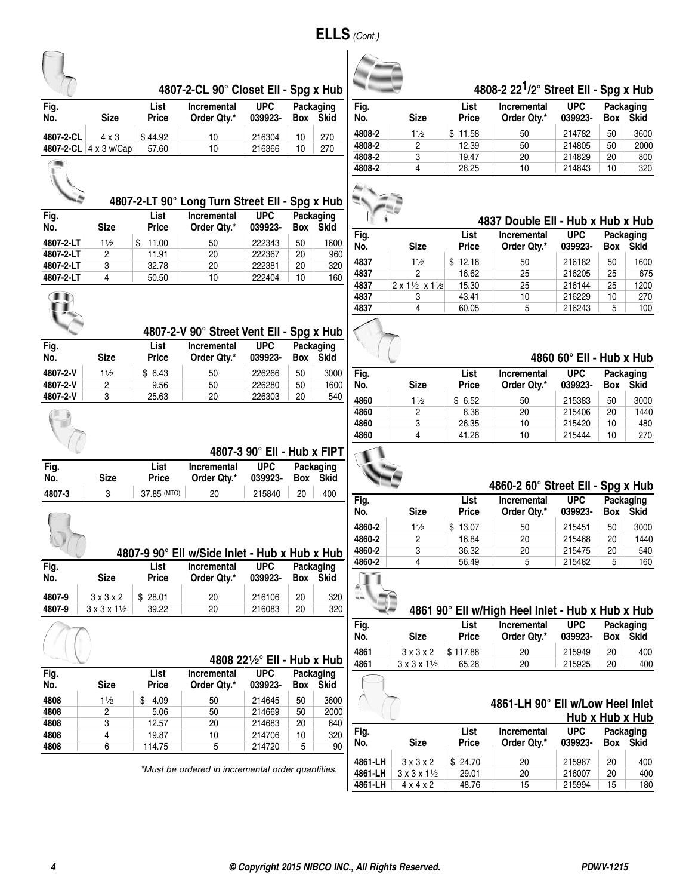# ELLS *(Cont.)*

### 4807-2-CL 90° Closet Ell - Spg x Hub

| Fig. No. | Size | List Price | Incremental Order Qty.* | UPC 039923- | Packaging Box | Packaging Skid |
|---|---|---|---|---|---|---|
| 4807-2-CL | 4 x 3 | $ 44.92 | 10 | 216304 | 10 | 270 |
| 4807-2-CL | 4 x 3 w/Cap | 57.60 | 10 | 216366 | 10 | 270 |

### 4807-2-LT 90° Long Turn Street Ell - Spg x Hub

| Fig. No. | Size | List Price | Incremental Order Qty.* | UPC 039923- | Packaging Box | Packaging Skid |
|---|---|---|---|---|---|---|
| 4807-2-LT | 1½ | $ 11.00 | 50 | 222343 | 50 | 1600 |
| 4807-2-LT | 2 | 11.91 | 20 | 222367 | 20 | 960 |
| 4807-2-LT | 3 | 32.78 | 20 | 222381 | 20 | 320 |
| 4807-2-LT | 4 | 50.50 | 10 | 222404 | 10 | 160 |

### 4807-2-V 90° Street Vent Ell - Spg x Hub

| Fig. No. | Size | List Price | Incremental Order Qty.* | UPC 039923- | Packaging Box | Packaging Skid |
|---|---|---|---|---|---|---|
| 4807-2-V | 1½ | $ 6.43 | 50 | 226266 | 50 | 3000 |
| 4807-2-V | 2 | 9.56 | 50 | 226280 | 50 | 1600 |
| 4807-2-V | 3 | 25.63 | 20 | 226303 | 20 | 540 |

### 4807-3 90° Ell - Hub x FIPT

| Fig. No. | Size | List Price | Incremental Order Qty.* | UPC 039923- | Packaging Box | Packaging Skid |
|---|---|---|---|---|---|---|
| 4807-3 | 3 | 37.85 (MTO) | 20 | 215840 | 20 | 400 |

### 4807-9 90° Ell w/Side Inlet - Hub x Hub x Hub

| Fig. No. | Size | List Price | Incremental Order Qty.* | UPC 039923- | Packaging Box | Packaging Skid |
|---|---|---|---|---|---|---|
| 4807-9 | 3 x 3 x 2 | $ 28.01 | 20 | 216106 | 20 | 320 |
| 4807-9 | 3 x 3 x 1½ | 39.22 | 20 | 216083 | 20 | 320 |

### 4808 22½° Ell - Hub x Hub

| Fig. No. | Size | List Price | Incremental Order Qty.* | UPC 039923- | Packaging Box | Packaging Skid |
|---|---|---|---|---|---|---|
| 4808 | 1½ | $ 4.09 | 50 | 214645 | 50 | 3600 |
| 4808 | 2 | 5.06 | 50 | 214669 | 50 | 2000 |
| 4808 | 3 | 12.57 | 20 | 214683 | 20 | 640 |
| 4808 | 4 | 19.87 | 10 | 214706 | 10 | 320 |
| 4808 | 6 | 114.75 | 5 | 214720 | 5 | 90 |

*Must be ordered in incremental order quantities.*

### 4808-2 22½° Street Ell - Spg x Hub

| Fig. No. | Size | List Price | Incremental Order Qty.* | UPC 039923- | Packaging Box | Packaging Skid |
|---|---|---|---|---|---|---|
| 4808-2 | 1½ | $ 11.58 | 50 | 214782 | 50 | 3600 |
| 4808-2 | 2 | 12.39 | 50 | 214805 | 50 | 2000 |
| 4808-2 | 3 | 19.47 | 20 | 214829 | 20 | 800 |
| 4808-2 | 4 | 28.25 | 10 | 214843 | 10 | 320 |

### 4837 Double Ell - Hub x Hub x Hub

| Fig. No. | Size | List Price | Incremental Order Qty.* | UPC 039923- | Packaging Box | Packaging Skid |
|---|---|---|---|---|---|---|
| 4837 | 1½ | $ 12.18 | 50 | 216182 | 50 | 1600 |
| 4837 | 2 | 16.62 | 25 | 216205 | 25 | 675 |
| 4837 | 2 x 1½ x 1½ | 15.30 | 25 | 216144 | 25 | 1200 |
| 4837 | 3 | 43.41 | 10 | 216229 | 10 | 270 |
| 4837 | 4 | 60.05 | 5 | 216243 | 5 | 100 |

### 4860 60° Ell - Hub x Hub

| Fig. No. | Size | List Price | Incremental Order Qty.* | UPC 039923- | Packaging Box | Packaging Skid |
|---|---|---|---|---|---|---|
| 4860 | 1½ | $ 6.52 | 50 | 215383 | 50 | 3000 |
| 4860 | 2 | 8.38 | 20 | 215406 | 20 | 1440 |
| 4860 | 3 | 26.35 | 10 | 215420 | 10 | 480 |
| 4860 | 4 | 41.26 | 10 | 215444 | 10 | 270 |

### 4860-2 60° Street Ell - Spg x Hub

| Fig. No. | Size | List Price | Incremental Order Qty.* | UPC 039923- | Packaging Box | Packaging Skid |
|---|---|---|---|---|---|---|
| 4860-2 | 1½ | $ 13.07 | 50 | 215451 | 50 | 3000 |
| 4860-2 | 2 | 16.84 | 20 | 215468 | 20 | 1440 |
| 4860-2 | 3 | 36.32 | 20 | 215475 | 20 | 540 |
| 4860-2 | 4 | 56.49 | 5 | 215482 | 5 | 160 |

### 4861 90° Ell w/High Heel Inlet - Hub x Hub x Hub

| Fig. No. | Size | List Price | Incremental Order Qty.* | UPC 039923- | Packaging Box | Packaging Skid |
|---|---|---|---|---|---|---|
| 4861 | 3 x 3 x 2 | $ 117.88 | 20 | 215949 | 20 | 400 |
| 4861 | 3 x 3 x 1½ | 65.28 | 20 | 215925 | 20 | 400 |

### 4861-LH 90° Ell w/Low Heel Inlet Hub x Hub x Hub

| Fig. No. | Size | List Price | Incremental Order Qty.* | UPC 039923- | Packaging Box | Packaging Skid |
|---|---|---|---|---|---|---|
| 4861-LH | 3 x 3 x 2 | $ 24.70 | 20 | 215987 | 20 | 400 |
| 4861-LH | 3 x 3 x 1½ | 29.01 | 20 | 216007 | 20 | 400 |
| 4861-LH | 4 x 4 x 2 | 48.76 | 15 | 215994 | 15 | 180 |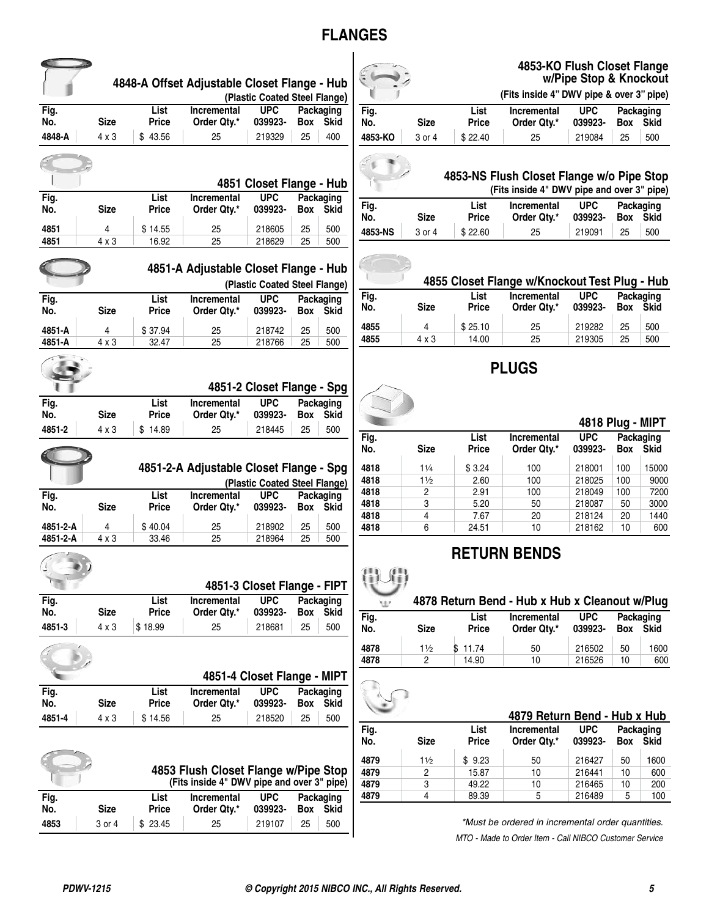# FLANGES

### 4848-A Offset Adjustable Closet Flange - Hub
(Plastic Coated Steel Flange)

| Fig. No. | Size | List Price | Incremental Order Qty.* | UPC 039923- | Packaging Box | Packaging Skid |
|---|---|---|---|---|---|---|
| 4848-A | 4 x 3 | $ 43.56 | 25 | 219329 | 25 | 400 |

### 4851 Closet Flange - Hub

| Fig. No. | Size | List Price | Incremental Order Qty.* | UPC 039923- | Packaging Box | Packaging Skid |
|---|---|---|---|---|---|---|
| 4851 | 4 | $ 14.55 | 25 | 218605 | 25 | 500 |
| 4851 | 4 x 3 | 16.92 | 25 | 218629 | 25 | 500 |

### 4851-A Adjustable Closet Flange - Hub
(Plastic Coated Steel Flange)

| Fig. No. | Size | List Price | Incremental Order Qty.* | UPC 039923- | Packaging Box | Packaging Skid |
|---|---|---|---|---|---|---|
| 4851-A | 4 | $ 37.94 | 25 | 218742 | 25 | 500 |
| 4851-A | 4 x 3 | 32.47 | 25 | 218766 | 25 | 500 |

### 4851-2 Closet Flange - Spg

| Fig. No. | Size | List Price | Incremental Order Qty.* | UPC 039923- | Packaging Box | Packaging Skid |
|---|---|---|---|---|---|---|
| 4851-2 | 4 x 3 | $ 14.89 | 25 | 218445 | 25 | 500 |

### 4851-2-A Adjustable Closet Flange - Spg
(Plastic Coated Steel Flange)

| Fig. No. | Size | List Price | Incremental Order Qty.* | UPC 039923- | Packaging Box | Packaging Skid |
|---|---|---|---|---|---|---|
| 4851-2-A | 4 | $ 40.04 | 25 | 218902 | 25 | 500 |
| 4851-2-A | 4 x 3 | 33.46 | 25 | 218964 | 25 | 500 |

### 4851-3 Closet Flange - FIPT

| Fig. No. | Size | List Price | Incremental Order Qty.* | UPC 039923- | Packaging Box | Packaging Skid |
|---|---|---|---|---|---|---|
| 4851-3 | 4 x 3 | $ 18.99 | 25 | 218681 | 25 | 500 |

### 4851-4 Closet Flange - MIPT

| Fig. No. | Size | List Price | Incremental Order Qty.* | UPC 039923- | Packaging Box | Packaging Skid |
|---|---|---|---|---|---|---|
| 4851-4 | 4 x 3 | $ 14.56 | 25 | 218520 | 25 | 500 |

### 4853 Flush Closet Flange w/Pipe Stop
(Fits inside 4" DWV pipe and over 3" pipe)

| Fig. No. | Size | List Price | Incremental Order Qty.* | UPC 039923- | Packaging Box | Packaging Skid |
|---|---|---|---|---|---|---|
| 4853 | 3 or 4 | $ 23.45 | 25 | 219107 | 25 | 500 |

### 4853-KO Flush Closet Flange w/Pipe Stop & Knockout
(Fits inside 4" DWV pipe & over 3" pipe)

| Fig. No. | Size | List Price | Incremental Order Qty.* | UPC 039923- | Packaging Box | Packaging Skid |
|---|---|---|---|---|---|---|
| 4853-KO | 3 or 4 | $ 22.40 | 25 | 219084 | 25 | 500 |

### 4853-NS Flush Closet Flange w/o Pipe Stop
(Fits inside 4" DWV pipe and over 3" pipe)

| Fig. No. | Size | List Price | Incremental Order Qty.* | UPC 039923- | Packaging Box | Packaging Skid |
|---|---|---|---|---|---|---|
| 4853-NS | 3 or 4 | $ 22.60 | 25 | 219091 | 25 | 500 |

### 4855 Closet Flange w/Knockout Test Plug - Hub

| Fig. No. | Size | List Price | Incremental Order Qty.* | UPC 039923- | Packaging Box | Packaging Skid |
|---|---|---|---|---|---|---|
| 4855 | 4 | $ 25.10 | 25 | 219282 | 25 | 500 |
| 4855 | 4 x 3 | 14.00 | 25 | 219305 | 25 | 500 |

# PLUGS

### 4818 Plug - MIPT

| Fig. No. | Size | List Price | Incremental Order Qty.* | UPC 039923- | Packaging Box | Packaging Skid |
|---|---|---|---|---|---|---|
| 4818 | 1¼ | $ 3.24 | 100 | 218001 | 100 | 15000 |
| 4818 | 1½ | 2.60 | 100 | 218025 | 100 | 9000 |
| 4818 | 2 | 2.91 | 100 | 218049 | 100 | 7200 |
| 4818 | 3 | 5.20 | 50 | 218087 | 50 | 3000 |
| 4818 | 4 | 7.67 | 20 | 218124 | 20 | 1440 |
| 4818 | 6 | 24.51 | 10 | 218162 | 10 | 600 |

# RETURN BENDS

### 4878 Return Bend - Hub x Hub x Cleanout w/Plug

| Fig. No. | Size | List Price | Incremental Order Qty.* | UPC 039923- | Packaging Box | Packaging Skid |
|---|---|---|---|---|---|---|
| 4878 | 1½ | $ 11.74 | 50 | 216502 | 50 | 1600 |
| 4878 | 2 | 14.90 | 10 | 216526 | 10 | 600 |

### 4879 Return Bend - Hub x Hub

| Fig. No. | Size | List Price | Incremental Order Qty.* | UPC 039923- | Packaging Box | Packaging Skid |
|---|---|---|---|---|---|---|
| 4879 | 1½ | $ 9.23 | 50 | 216427 | 50 | 1600 |
| 4879 | 2 | 15.87 | 10 | 216441 | 10 | 600 |
| 4879 | 3 | 49.22 | 10 | 216465 | 10 | 200 |
| 4879 | 4 | 89.39 | 5 | 216489 | 5 | 100 |

*\*Must be ordered in incremental order quantities.*

*MTO - Made to Order Item - Call NIBCO Customer Service*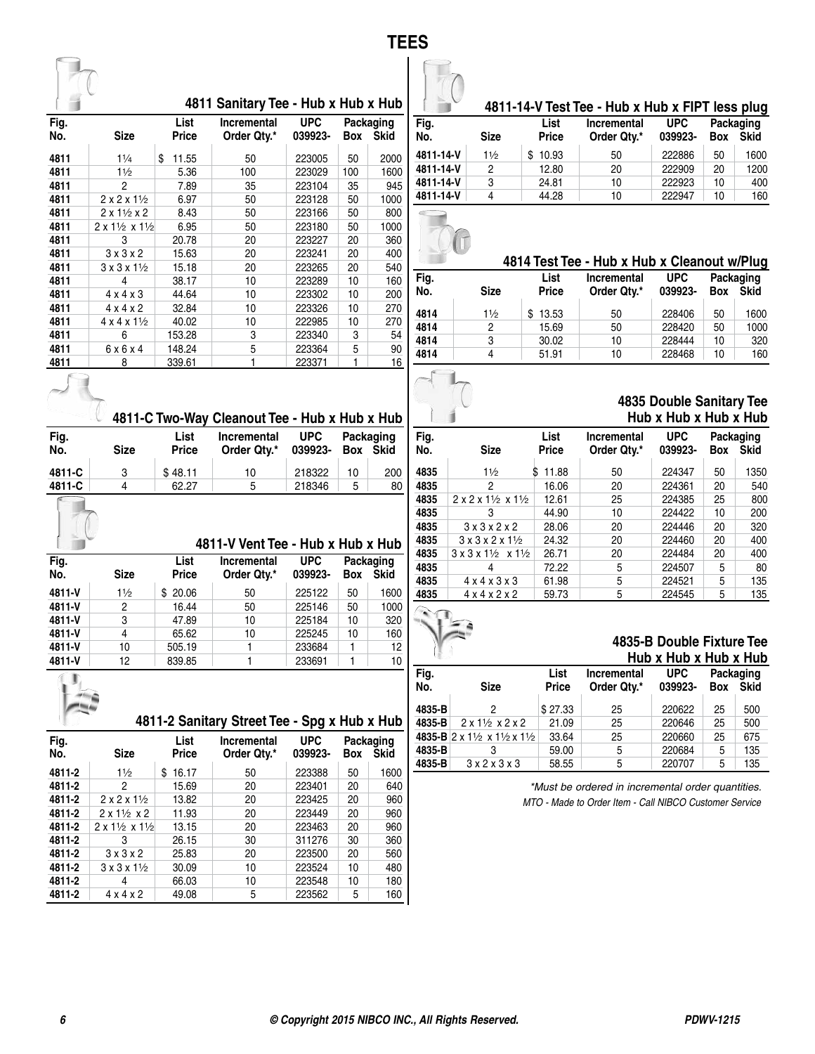# TEES

### 4811 Sanitary Tee - Hub x Hub x Hub

| Fig. No. | Size | List Price | Incremental Order Qty.* | UPC 039923- | Packaging Box | Packaging Skid |
|---|---|---|---|---|---|---|
| 4811 | 1¼ | $ 11.55 | 50 | 223005 | 50 | 2000 |
| 4811 | 1½ | 5.36 | 100 | 223029 | 100 | 1600 |
| 4811 | 2 | 7.89 | 35 | 223104 | 35 | 945 |
| 4811 | 2 x 2 x 1½ | 6.97 | 50 | 223128 | 50 | 1000 |
| 4811 | 2 x 1½ x 2 | 8.43 | 50 | 223166 | 50 | 800 |
| 4811 | 2 x 1½ x 1½ | 6.95 | 50 | 223180 | 50 | 1000 |
| 4811 | 3 | 20.78 | 20 | 223227 | 20 | 360 |
| 4811 | 3 x 3 x 2 | 15.63 | 20 | 223241 | 20 | 400 |
| 4811 | 3 x 3 x 1½ | 15.18 | 20 | 223265 | 20 | 540 |
| 4811 | 4 | 38.17 | 10 | 223289 | 10 | 160 |
| 4811 | 4 x 4 x 3 | 44.64 | 10 | 223302 | 10 | 200 |
| 4811 | 4 x 4 x 2 | 32.84 | 10 | 223326 | 10 | 270 |
| 4811 | 4 x 4 x 1½ | 40.02 | 10 | 222985 | 10 | 270 |
| 4811 | 6 | 153.28 | 3 | 223340 | 3 | 54 |
| 4811 | 6 x 6 x 4 | 148.24 | 5 | 223364 | 5 | 90 |
| 4811 | 8 | 339.61 | 1 | 223371 | 1 | 16 |

### 4811-C Two-Way Cleanout Tee - Hub x Hub x Hub

| Fig. No. | Size | List Price | Incremental Order Qty.* | UPC 039923- | Packaging Box | Packaging Skid |
|---|---|---|---|---|---|---|
| 4811-C | 3 | $ 48.11 | 10 | 218322 | 10 | 200 |
| 4811-C | 4 | 62.27 | 5 | 218346 | 5 | 80 |

### 4811-V Vent Tee - Hub x Hub x Hub

| Fig. No. | Size | List Price | Incremental Order Qty.* | UPC 039923- | Packaging Box | Packaging Skid |
|---|---|---|---|---|---|---|
| 4811-V | 1½ | $ 20.06 | 50 | 225122 | 50 | 1600 |
| 4811-V | 2 | 16.44 | 50 | 225146 | 50 | 1000 |
| 4811-V | 3 | 47.89 | 10 | 225184 | 10 | 320 |
| 4811-V | 4 | 65.62 | 10 | 225245 | 10 | 160 |
| 4811-V | 10 | 505.19 | 1 | 233684 | 1 | 12 |
| 4811-V | 12 | 839.85 | 1 | 233691 | 1 | 10 |

### 4811-2 Sanitary Street Tee - Spg x Hub x Hub

| Fig. No. | Size | List Price | Incremental Order Qty.* | UPC 039923- | Packaging Box | Packaging Skid |
|---|---|---|---|---|---|---|
| 4811-2 | 1½ | $ 16.17 | 50 | 223388 | 50 | 1600 |
| 4811-2 | 2 | 15.69 | 20 | 223401 | 20 | 640 |
| 4811-2 | 2 x 2 x 1½ | 13.82 | 20 | 223425 | 20 | 960 |
| 4811-2 | 2 x 1½ x 2 | 11.93 | 20 | 223449 | 20 | 960 |
| 4811-2 | 2 x 1½ x 1½ | 13.15 | 20 | 223463 | 20 | 960 |
| 4811-2 | 3 | 26.15 | 30 | 311276 | 30 | 360 |
| 4811-2 | 3 x 3 x 2 | 25.83 | 20 | 223500 | 20 | 560 |
| 4811-2 | 3 x 3 x 1½ | 30.09 | 10 | 223524 | 10 | 480 |
| 4811-2 | 4 | 66.03 | 10 | 223548 | 10 | 180 |
| 4811-2 | 4 x 4 x 2 | 49.08 | 5 | 223562 | 5 | 160 |

### 4811-14-V Test Tee - Hub x Hub x FIPT less plug

| Fig. No. | Size | List Price | Incremental Order Qty.* | UPC 039923- | Packaging Box | Packaging Skid |
|---|---|---|---|---|---|---|
| 4811-14-V | 1½ | $ 10.93 | 50 | 222886 | 50 | 1600 |
| 4811-14-V | 2 | 12.80 | 20 | 222909 | 20 | 1200 |
| 4811-14-V | 3 | 24.81 | 10 | 222923 | 10 | 400 |
| 4811-14-V | 4 | 44.28 | 10 | 222947 | 10 | 160 |

### 4814 Test Tee - Hub x Hub x Cleanout w/Plug

| Fig. No. | Size | List Price | Incremental Order Qty.* | UPC 039923- | Packaging Box | Packaging Skid |
|---|---|---|---|---|---|---|
| 4814 | 1½ | $ 13.53 | 50 | 228406 | 50 | 1600 |
| 4814 | 2 | 15.69 | 50 | 228420 | 50 | 1000 |
| 4814 | 3 | 30.02 | 10 | 228444 | 10 | 320 |
| 4814 | 4 | 51.91 | 10 | 228468 | 10 | 160 |

### 4835 Double Sanitary Tee Hub x Hub x Hub x Hub

| Fig. No. | Size | List Price | Incremental Order Qty.* | UPC 039923- | Packaging Box | Packaging Skid |
|---|---|---|---|---|---|---|
| 4835 | 1½ | $ 11.88 | 50 | 224347 | 50 | 1350 |
| 4835 | 2 | 16.06 | 20 | 224361 | 20 | 540 |
| 4835 | 2 x 2 x 1½ x 1½ | 12.61 | 25 | 224385 | 25 | 800 |
| 4835 | 3 | 44.90 | 10 | 224422 | 10 | 200 |
| 4835 | 3 x 3 x 2 x 2 | 28.06 | 20 | 224446 | 20 | 320 |
| 4835 | 3 x 3 x 2 x 1½ | 24.32 | 20 | 224460 | 20 | 400 |
| 4835 | 3 x 3 x 1½ x 1½ | 26.71 | 20 | 224484 | 20 | 400 |
| 4835 | 4 | 72.22 | 5 | 224507 | 5 | 80 |
| 4835 | 4 x 4 x 3 x 3 | 61.98 | 5 | 224521 | 5 | 135 |
| 4835 | 4 x 4 x 2 x 2 | 59.73 | 5 | 224545 | 5 | 135 |

### 4835-B Double Fixture Tee Hub x Hub x Hub x Hub

| Fig. No. | Size | List Price | Incremental Order Qty.* | UPC 039923- | Packaging Box | Packaging Skid |
|---|---|---|---|---|---|---|
| 4835-B | 2 | $ 27.33 | 25 | 220622 | 25 | 500 |
| 4835-B | 2 x 1½ x 2 x 2 | 21.09 | 25 | 220646 | 25 | 500 |
| 4835-B | 2 x 1½ x 1½ x 1½ | 33.64 | 25 | 220660 | 25 | 675 |
| 4835-B | 3 | 59.00 | 5 | 220684 | 5 | 135 |
| 4835-B | 3 x 2 x 3 x 3 | 58.55 | 5 | 220707 | 5 | 135 |

*\*Must be ordered in incremental order quantities.*

*MTO - Made to Order Item - Call NIBCO Customer Service*

*© Copyright 2015 NIBCO INC., All Rights Reserved.*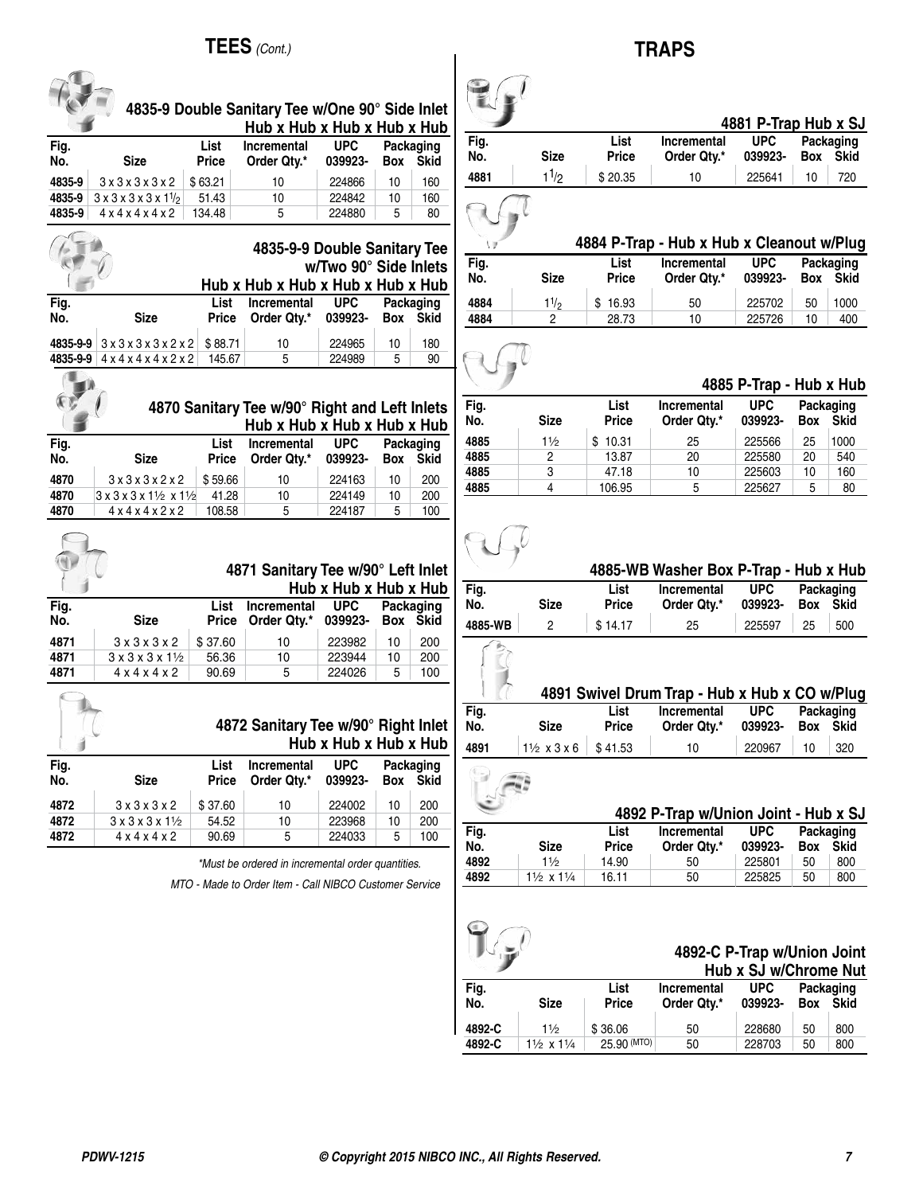# TEES *(Cont.)*

### 4835-9 Double Sanitary Tee w/One 90° Side Inlet Hub x Hub x Hub x Hub x Hub

| Fig. No. | Size | List Price | Incremental Order Qty.* | UPC 039923- | Packaging Box | Packaging Skid |
|---|---|---|---|---|---|---|
| 4835-9 | 3 x 3 x 3 x 3 x 2 | $ 63.21 | 10 | 224866 | 10 | 160 |
| 4835-9 | 3 x 3 x 3 x 3 x 1½ | 51.43 | 10 | 224842 | 10 | 160 |
| 4835-9 | 4 x 4 x 4 x 4 x 2 | 134.48 | 5 | 224880 | 5 | 80 |

### 4835-9-9 Double Sanitary Tee w/Two 90° Side Inlets Hub x Hub x Hub x Hub x Hub x Hub

| Fig. No. | Size | List Price | Incremental Order Qty.* | UPC 039923- | Packaging Box | Packaging Skid |
|---|---|---|---|---|---|---|
| 4835-9-9 | 3 x 3 x 3 x 3 x 2 x 2 | $ 88.71 | 10 | 224965 | 10 | 180 |
| 4835-9-9 | 4 x 4 x 4 x 4 x 2 x 2 | 145.67 | 5 | 224989 | 5 | 90 |

### 4870 Sanitary Tee w/90° Right and Left Inlets Hub x Hub x Hub x Hub x Hub

| Fig. No. | Size | List Price | Incremental Order Qty.* | UPC 039923- | Packaging Box | Packaging Skid |
|---|---|---|---|---|---|---|
| 4870 | 3 x 3 x 3 x 2 x 2 | $ 59.66 | 10 | 224163 | 10 | 200 |
| 4870 | 3 x 3 x 3 x 1½ x 1½ | 41.28 | 10 | 224149 | 10 | 200 |
| 4870 | 4 x 4 x 4 x 2 x 2 | 108.58 | 5 | 224187 | 5 | 100 |

### 4871 Sanitary Tee w/90° Left Inlet Hub x Hub x Hub x Hub

| Fig. No. | Size | List Price | Incremental Order Qty.* | UPC 039923- | Packaging Box | Packaging Skid |
|---|---|---|---|---|---|---|
| 4871 | 3 x 3 x 3 x 2 | $ 37.60 | 10 | 223982 | 10 | 200 |
| 4871 | 3 x 3 x 3 x 1½ | 56.36 | 10 | 223944 | 10 | 200 |
| 4871 | 4 x 4 x 4 x 2 | 90.69 | 5 | 224026 | 5 | 100 |

### 4872 Sanitary Tee w/90° Right Inlet Hub x Hub x Hub x Hub

| Fig. No. | Size | List Price | Incremental Order Qty.* | UPC 039923- | Packaging Box | Packaging Skid |
|---|---|---|---|---|---|---|
| 4872 | 3 x 3 x 3 x 2 | $ 37.60 | 10 | 224002 | 10 | 200 |
| 4872 | 3 x 3 x 3 x 1½ | 54.52 | 10 | 223968 | 10 | 200 |
| 4872 | 4 x 4 x 4 x 2 | 90.69 | 5 | 224033 | 5 | 100 |

*\*Must be ordered in incremental order quantities.*

*MTO - Made to Order Item - Call NIBCO Customer Service*

# TRAPS

### 4881 P-Trap Hub x SJ

| Fig. No. | Size | List Price | Incremental Order Qty.* | UPC 039923- | Packaging Box | Packaging Skid |
|---|---|---|---|---|---|---|
| 4881 | 1½ | $ 20.35 | 10 | 225641 | 10 | 720 |

### 4884 P-Trap - Hub x Hub x Cleanout w/Plug

| Fig. No. | Size | List Price | Incremental Order Qty.* | UPC 039923- | Packaging Box | Packaging Skid |
|---|---|---|---|---|---|---|
| 4884 | 1½ | $ 16.93 | 50 | 225702 | 50 | 1000 |
| 4884 | 2 | 28.73 | 10 | 225726 | 10 | 400 |

### 4885 P-Trap - Hub x Hub

| Fig. No. | Size | List Price | Incremental Order Qty.* | UPC 039923- | Packaging Box | Packaging Skid |
|---|---|---|---|---|---|---|
| 4885 | 1½ | $ 10.31 | 25 | 225566 | 25 | 1000 |
| 4885 | 2 | 13.87 | 20 | 225580 | 20 | 540 |
| 4885 | 3 | 47.18 | 10 | 225603 | 10 | 160 |
| 4885 | 4 | 106.95 | 5 | 225627 | 5 | 80 |

### 4885-WB Washer Box P-Trap - Hub x Hub

| Fig. No. | Size | List Price | Incremental Order Qty.* | UPC 039923- | Packaging Box | Packaging Skid |
|---|---|---|---|---|---|---|
| 4885-WB | 2 | $ 14.17 | 25 | 225597 | 25 | 500 |

### 4891 Swivel Drum Trap - Hub x Hub x CO w/Plug

| Fig. No. | Size | List Price | Incremental Order Qty.* | UPC 039923- | Packaging Box | Packaging Skid |
|---|---|---|---|---|---|---|
| 4891 | 1½ x 3 x 6 | $ 41.53 | 10 | 220967 | 10 | 320 |

### 4892 P-Trap w/Union Joint - Hub x SJ

| Fig. No. | Size | List Price | Incremental Order Qty.* | UPC 039923- | Packaging Box | Packaging Skid |
|---|---|---|---|---|---|---|
| 4892 | 1½ | 14.90 | 50 | 225801 | 50 | 800 |
| 4892 | 1½ x 1¼ | 16.11 | 50 | 225825 | 50 | 800 |

### 4892-C P-Trap w/Union Joint Hub x SJ w/Chrome Nut

| Fig. No. | Size | List Price | Incremental Order Qty.* | UPC 039923- | Packaging Box | Packaging Skid |
|---|---|---|---|---|---|---|
| 4892-C | 1½ | $ 36.06 | 50 | 228680 | 50 | 800 |
| 4892-C | 1½ x 1¼ | 25.90 (MTO) | 50 | 228703 | 50 | 800 |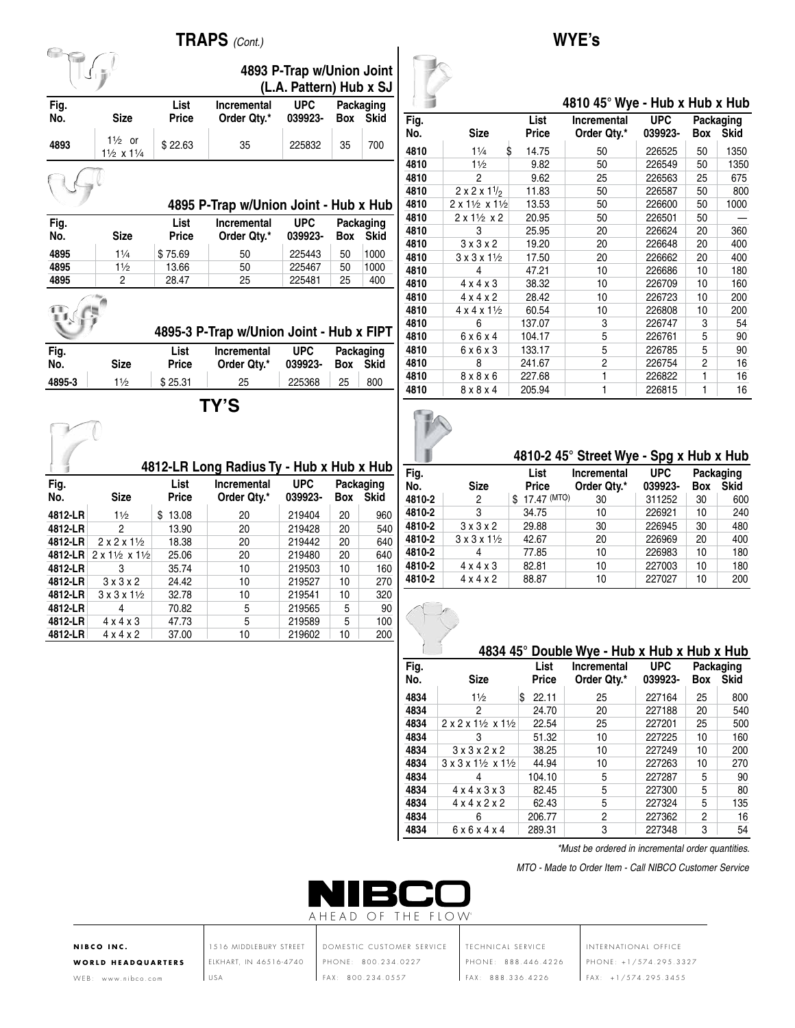## TRAPS *(Cont.)*

### 4893 P-Trap w/Union Joint (L.A. Pattern) Hub x SJ

| Fig. No. | Size | List Price | Incremental Order Qty.* | UPC 039923- | Packaging Box | Packaging Skid |
|---|---|---|---|---|---|---|
| 4893 | 1½ or 1½ x 1¼ | $ 22.63 | 35 | 225832 | 35 | 700 |

### 4895 P-Trap w/Union Joint - Hub x Hub

| Fig. No. | Size | List Price | Incremental Order Qty.* | UPC 039923- | Packaging Box | Packaging Skid |
|---|---|---|---|---|---|---|
| 4895 | 1¼ | $ 75.69 | 50 | 225443 | 50 | 1000 |
| 4895 | 1½ | 13.66 | 50 | 225467 | 50 | 1000 |
| 4895 | 2 | 28.47 | 25 | 225481 | 25 | 400 |

### 4895-3 P-Trap w/Union Joint - Hub x FIPT

| Fig. No. | Size | List Price | Incremental Order Qty.* | UPC 039923- | Packaging Box | Packaging Skid |
|---|---|---|---|---|---|---|
| 4895-3 | 1½ | $ 25.31 | 25 | 225368 | 25 | 800 |

## TY'S

### 4812-LR Long Radius Ty - Hub x Hub x Hub

| Fig. No. | Size | List Price | Incremental Order Qty.* | UPC 039923- | Packaging Box | Packaging Skid |
|---|---|---|---|---|---|---|
| 4812-LR | 1½ | $ 13.08 | 20 | 219404 | 20 | 960 |
| 4812-LR | 2 | 13.90 | 20 | 219428 | 20 | 540 |
| 4812-LR | 2 x 2 x 1½ | 18.38 | 20 | 219442 | 20 | 640 |
| 4812-LR | 2 x 1½ x 1½ | 25.06 | 20 | 219480 | 20 | 640 |
| 4812-LR | 3 | 35.74 | 10 | 219503 | 10 | 160 |
| 4812-LR | 3 x 3 x 2 | 24.42 | 10 | 219527 | 10 | 270 |
| 4812-LR | 3 x 3 x 1½ | 32.78 | 10 | 219541 | 10 | 320 |
| 4812-LR | 4 | 70.82 | 5 | 219565 | 5 | 90 |
| 4812-LR | 4 x 4 x 3 | 47.73 | 5 | 219589 | 5 | 100 |
| 4812-LR | 4 x 4 x 2 | 37.00 | 10 | 219602 | 10 | 200 |

## WYE's

### 4810 45° Wye - Hub x Hub x Hub

| Fig. No. | Size | List Price | Incremental Order Qty.* | UPC 039923- | Packaging Box | Packaging Skid |
|---|---|---|---|---|---|---|
| 4810 | 1¼ | $ 14.75 | 50 | 226525 | 50 | 1350 |
| 4810 | 1½ | 9.82 | 50 | 226549 | 50 | 1350 |
| 4810 | 2 | 9.62 | 25 | 226563 | 25 | 675 |
| 4810 | 2 x 2 x 1½ | 11.83 | 50 | 226587 | 50 | 800 |
| 4810 | 2 x 1½ x 1½ | 13.53 | 50 | 226600 | 50 | 1000 |
| 4810 | 2 x 1½ x 2 | 20.95 | 50 | 226501 | 50 | — |
| 4810 | 3 | 25.95 | 20 | 226624 | 20 | 360 |
| 4810 | 3 x 3 x 2 | 19.20 | 20 | 226648 | 20 | 400 |
| 4810 | 3 x 3 x 1½ | 17.50 | 20 | 226662 | 20 | 400 |
| 4810 | 4 | 47.21 | 10 | 226686 | 10 | 180 |
| 4810 | 4 x 4 x 3 | 38.32 | 10 | 226709 | 10 | 160 |
| 4810 | 4 x 4 x 2 | 28.42 | 10 | 226723 | 10 | 200 |
| 4810 | 4 x 4 x 1½ | 60.54 | 10 | 226808 | 10 | 200 |
| 4810 | 6 | 137.07 | 3 | 226747 | 3 | 54 |
| 4810 | 6 x 6 x 4 | 104.17 | 5 | 226761 | 5 | 90 |
| 4810 | 6 x 6 x 3 | 133.17 | 5 | 226785 | 5 | 90 |
| 4810 | 8 | 241.67 | 2 | 226754 | 2 | 16 |
| 4810 | 8 x 8 x 6 | 227.68 | 1 | 226822 | 1 | 16 |
| 4810 | 8 x 8 x 4 | 205.94 | 1 | 226815 | 1 | 16 |

### 4810-2 45° Street Wye - Spg x Hub x Hub

| Fig. No. | Size | List Price | Incremental Order Qty.* | UPC 039923- | Packaging Box | Packaging Skid |
|---|---|---|---|---|---|---|
| 4810-2 | 2 | $ 17.47 (MTO) | 30 | 311252 | 30 | 600 |
| 4810-2 | 3 | 34.75 | 10 | 226921 | 10 | 240 |
| 4810-2 | 3 x 3 x 2 | 29.88 | 30 | 226945 | 30 | 480 |
| 4810-2 | 3 x 3 x 1½ | 42.67 | 20 | 226969 | 20 | 400 |
| 4810-2 | 4 | 77.85 | 10 | 226983 | 10 | 180 |
| 4810-2 | 4 x 4 x 3 | 82.81 | 10 | 227003 | 10 | 180 |
| 4810-2 | 4 x 4 x 2 | 88.87 | 10 | 227027 | 10 | 200 |

### 4834 45° Double Wye - Hub x Hub x Hub x Hub

| Fig. No. | Size | List Price | Incremental Order Qty.* | UPC 039923- | Packaging Box | Packaging Skid |
|---|---|---|---|---|---|---|
| 4834 | 1½ | $ 22.11 | 25 | 227164 | 25 | 800 |
| 4834 | 2 | 24.70 | 20 | 227188 | 20 | 540 |
| 4834 | 2 x 2 x 1½ x 1½ | 22.54 | 25 | 227201 | 25 | 500 |
| 4834 | 3 | 51.32 | 10 | 227225 | 10 | 160 |
| 4834 | 3 x 3 x 2 x 2 | 38.25 | 10 | 227249 | 10 | 200 |
| 4834 | 3 x 3 x 1½ x 1½ | 44.94 | 10 | 227263 | 10 | 270 |
| 4834 | 4 | 104.10 | 5 | 227287 | 5 | 90 |
| 4834 | 4 x 4 x 3 x 3 | 82.45 | 5 | 227300 | 5 | 80 |
| 4834 | 4 x 4 x 2 x 2 | 62.43 | 5 | 227324 | 5 | 135 |
| 4834 | 6 | 206.77 | 2 | 227362 | 2 | 16 |
| 4834 | 6 x 6 x 4 x 4 | 289.31 | 3 | 227348 | 3 | 54 |

*\*Must be ordered in incremental order quantities.*

*MTO - Made to Order Item - Call NIBCO Customer Service*

NIBCO
AHEAD OF THE FLOW

**NIBCO INC.**
**WORLD HEADQUARTERS**
WEB: www.nibco.com

1516 MIDDLEBURY STREET
ELKHART, IN 46516-4740
USA

DOMESTIC CUSTOMER SERVICE
PHONE: 800.234.0227
FAX: 800.234.0557

TECHNICAL SERVICE
PHONE: 888.446.4226
FAX: 888.336.4226

INTERNATIONAL OFFICE
PHONE: +1/574.295.3327
FAX: +1/574.295.3455